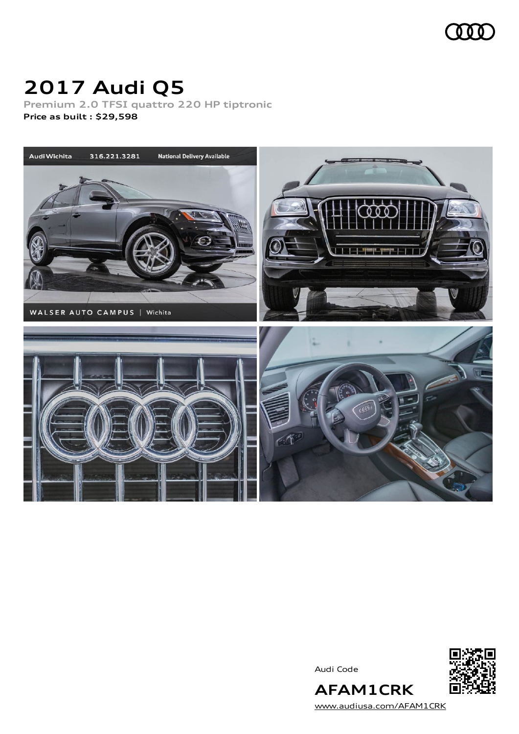# 2017 Audi Q5

**Premium 2.0 TFSI quattro 220 HP tiptronic**

**Price as built : $29,598**

Audi Code

**AFAM1CRK**

www.audiusa.com/AFAM1CRK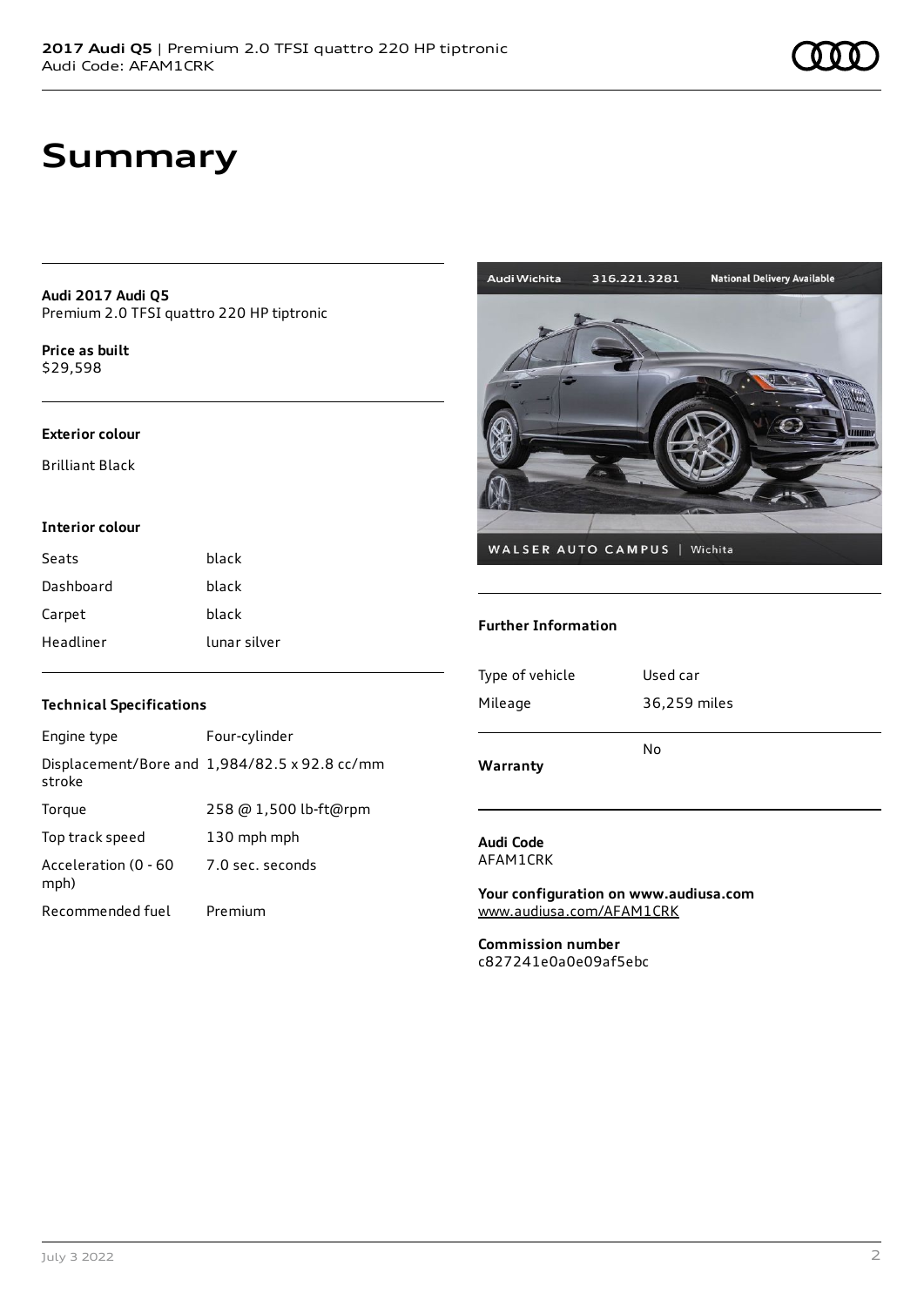# Summary

**Audi 2017 Audi Q5**
Premium 2.0 TFSI quattro 220 HP tiptronic

**Price as built**
$29,598

### Exterior colour

Brilliant Black

### Interior colour

| Seats | black |
|---|---|
| Dashboard | black |
| Carpet | black |
| Headliner | lunar silver |

### Technical Specifications

| Engine type | Four-cylinder |
|---|---|
| Displacement/Bore and stroke | 1,984/82.5 x 92.8 cc/mm |
| Torque | 258 @ 1,500 lb-ft@rpm |
| Top track speed | 130 mph mph |
| Acceleration (0 - 60 mph) | 7.0 sec. seconds |
| Recommended fuel | Premium |

### Further Information

| Type of vehicle | Used car |
|---|---|
| Mileage | 36,259 miles |
| **Warranty** | No |

**Audi Code**
AFAM1CRK

**Your configuration on www.audiusa.com**
www.audiusa.com/AFAM1CRK

**Commission number**
c827241e0a0e09af5ebc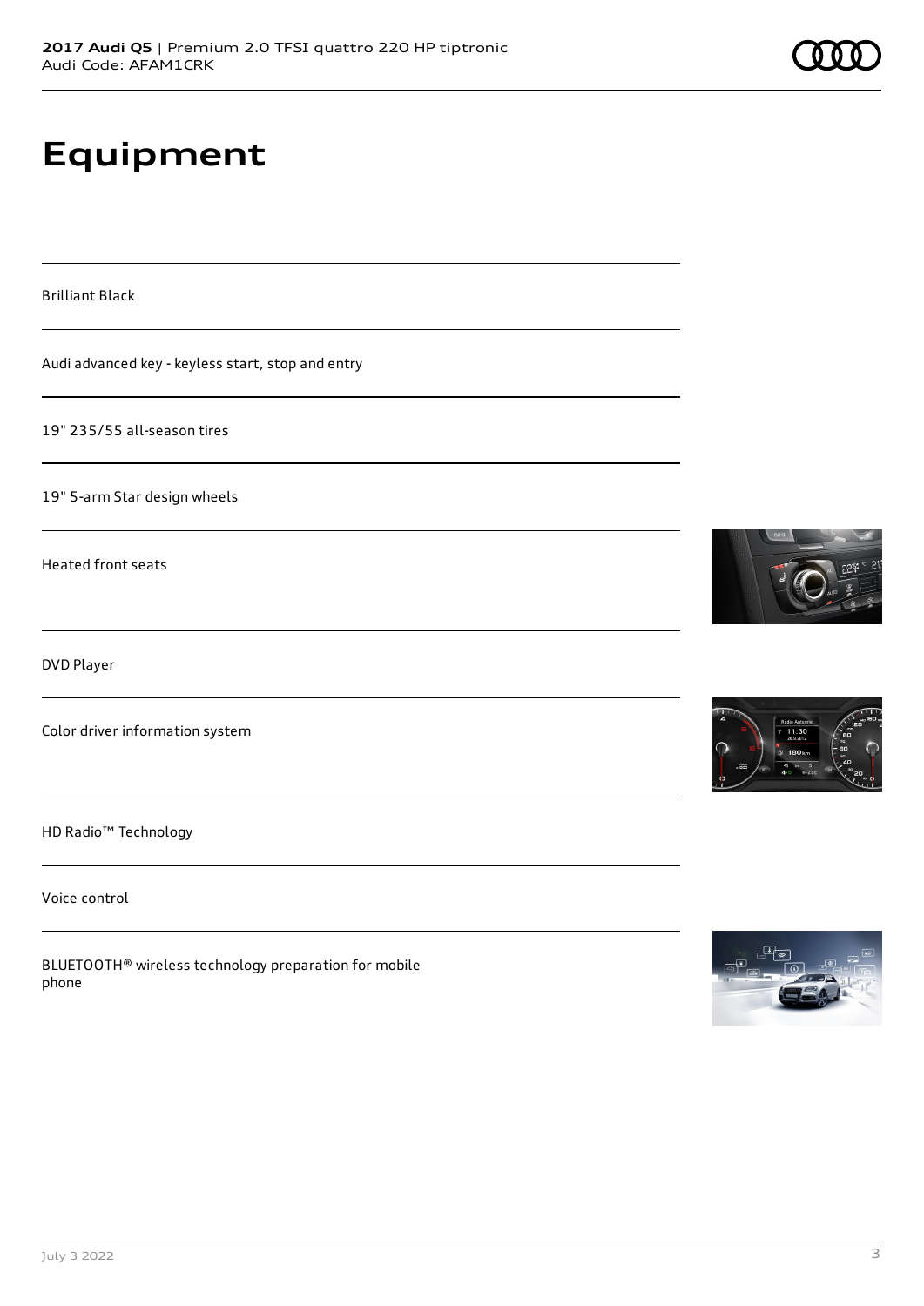# Equipment

Brilliant Black

Audi advanced key - keyless start, stop and entry

19" 235/55 all-season tires

19" 5-arm Star design wheels

Heated front seats

DVD Player

Color driver information system

HD Radio™ Technology

Voice control

BLUETOOTH® wireless technology preparation for mobile phone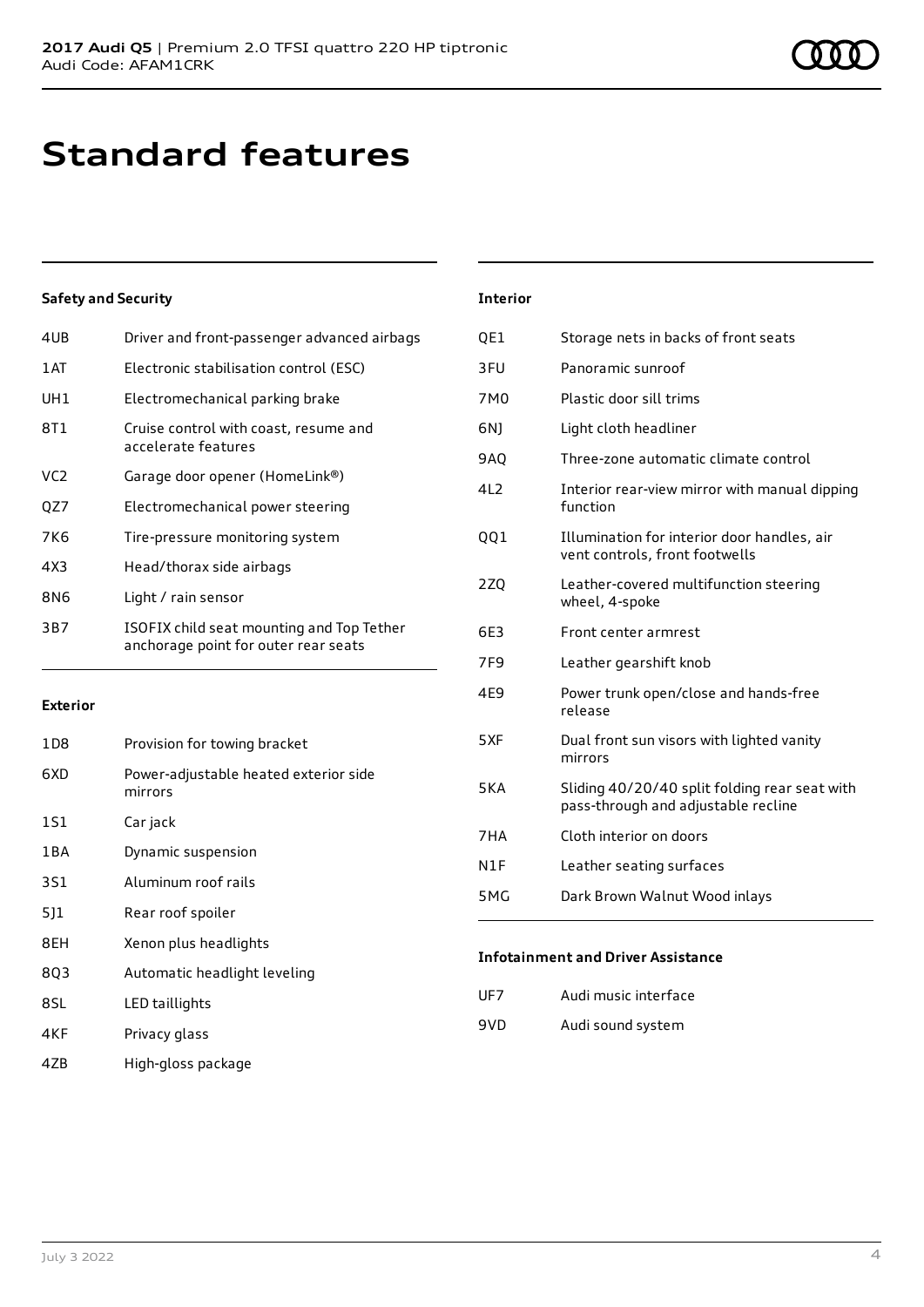# Standard features

### Safety and Security

| | |
|---|---|
| 4UB | Driver and front-passenger advanced airbags |
| 1AT | Electronic stabilisation control (ESC) |
| UH1 | Electromechanical parking brake |
| 8T1 | Cruise control with coast, resume and accelerate features |
| VC2 | Garage door opener (HomeLink®) |
| QZ7 | Electromechanical power steering |
| 7K6 | Tire-pressure monitoring system |
| 4X3 | Head/thorax side airbags |
| 8N6 | Light / rain sensor |
| 3B7 | ISOFIX child seat mounting and Top Tether anchorage point for outer rear seats |

### Exterior

| | |
|---|---|
| 1D8 | Provision for towing bracket |
| 6XD | Power-adjustable heated exterior side mirrors |
| 1S1 | Car jack |
| 1BA | Dynamic suspension |
| 3S1 | Aluminum roof rails |
| 5J1 | Rear roof spoiler |
| 8EH | Xenon plus headlights |
| 8Q3 | Automatic headlight leveling |
| 8SL | LED taillights |
| 4KF | Privacy glass |
| 4ZB | High-gloss package |

### Interior

| | |
|---|---|
| QE1 | Storage nets in backs of front seats |
| 3FU | Panoramic sunroof |
| 7M0 | Plastic door sill trims |
| 6NJ | Light cloth headliner |
| 9AQ | Three-zone automatic climate control |
| 4L2 | Interior rear-view mirror with manual dipping function |
| QQ1 | Illumination for interior door handles, air vent controls, front footwells |
| 2ZQ | Leather-covered multifunction steering wheel, 4-spoke |
| 6E3 | Front center armrest |
| 7F9 | Leather gearshift knob |
| 4E9 | Power trunk open/close and hands-free release |
| 5XF | Dual front sun visors with lighted vanity mirrors |
| 5KA | Sliding 40/20/40 split folding rear seat with pass-through and adjustable recline |
| 7HA | Cloth interior on doors |
| N1F | Leather seating surfaces |
| 5MG | Dark Brown Walnut Wood inlays |

### Infotainment and Driver Assistance

| | |
|---|---|
| UF7 | Audi music interface |
| 9VD | Audi sound system |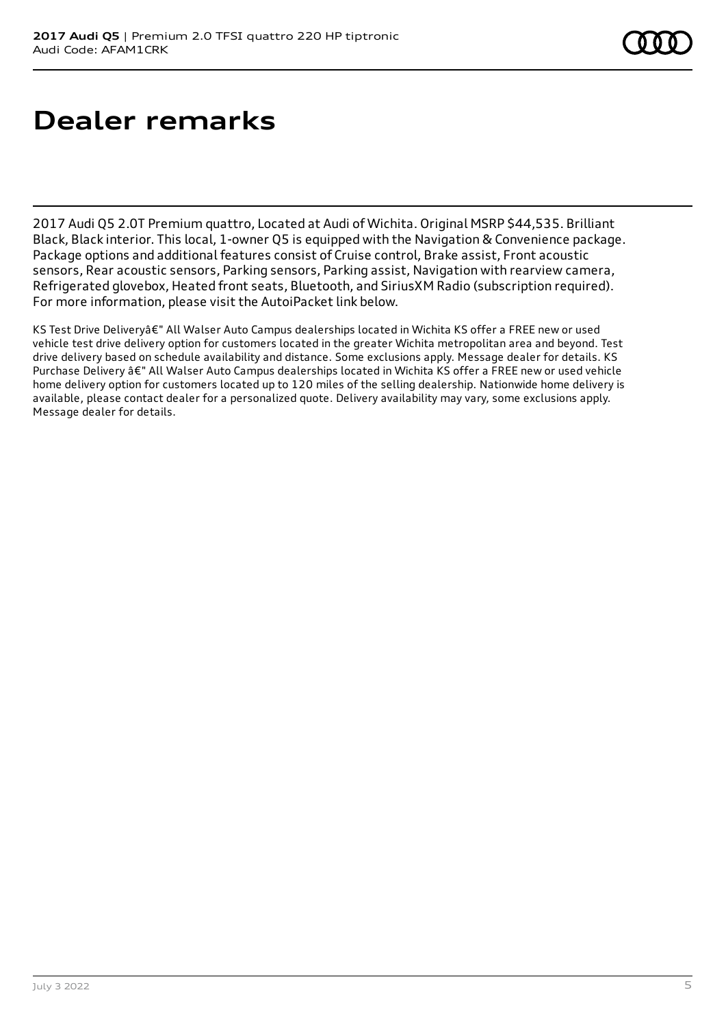# Dealer remarks

2017 Audi Q5 2.0T Premium quattro, Located at Audi of Wichita. Original MSRP $44,535. Brilliant Black, Black interior. This local, 1-owner Q5 is equipped with the Navigation & Convenience package. Package options and additional features consist of Cruise control, Brake assist, Front acoustic sensors, Rear acoustic sensors, Parking sensors, Parking assist, Navigation with rearview camera, Refrigerated glovebox, Heated front seats, Bluetooth, and SiriusXM Radio (subscription required). For more information, please visit the AutoiPacket link below.

KS Test Drive Deliveryâ€" All Walser Auto Campus dealerships located in Wichita KS offer a FREE new or used vehicle test drive delivery option for customers located in the greater Wichita metropolitan area and beyond. Test drive delivery based on schedule availability and distance. Some exclusions apply. Message dealer for details. KS Purchase Delivery â€" All Walser Auto Campus dealerships located in Wichita KS offer a FREE new or used vehicle home delivery option for customers located up to 120 miles of the selling dealership. Nationwide home delivery is available, please contact dealer for a personalized quote. Delivery availability may vary, some exclusions apply. Message dealer for details.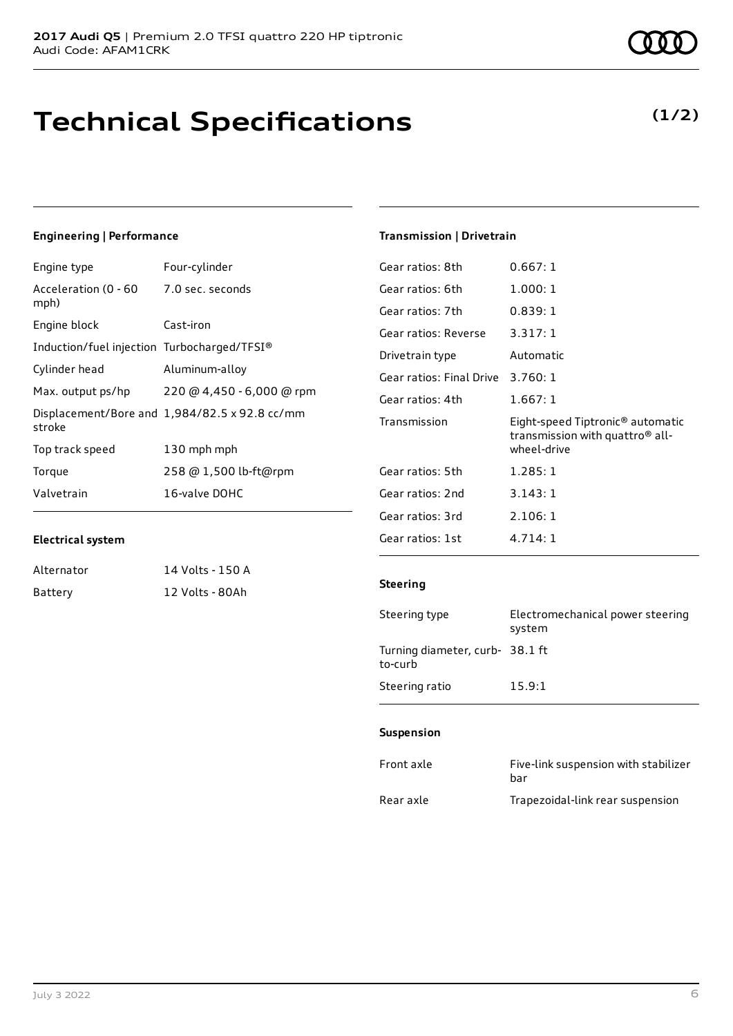# Technical Specifications

**(1/2)**

### Engineering | Performance

| | |
|---|---|
| Engine type | Four-cylinder |
| Acceleration (0 - 60 mph) | 7.0 sec. seconds |
| Engine block | Cast-iron |
| Induction/fuel injection | Turbocharged/TFSI® |
| Cylinder head | Aluminum-alloy |
| Max. output ps/hp | 220 @ 4,450 - 6,000 @ rpm |
| Displacement/Bore and stroke | 1,984/82.5 x 92.8 cc/mm |
| Top track speed | 130 mph mph |
| Torque | 258 @ 1,500 lb-ft@rpm |
| Valvetrain | 16-valve DOHC |

### Electrical system

| | |
|---|---|
| Alternator | 14 Volts - 150 A |
| Battery | 12 Volts - 80Ah |

### Transmission | Drivetrain

| | |
|---|---|
| Gear ratios: 8th | 0.667: 1 |
| Gear ratios: 6th | 1.000: 1 |
| Gear ratios: 7th | 0.839: 1 |
| Gear ratios: Reverse | 3.317: 1 |
| Drivetrain type | Automatic |
| Gear ratios: Final Drive | 3.760: 1 |
| Gear ratios: 4th | 1.667: 1 |
| Transmission | Eight-speed Tiptronic® automatic transmission with quattro® all-wheel-drive |
| Gear ratios: 5th | 1.285: 1 |
| Gear ratios: 2nd | 3.143: 1 |
| Gear ratios: 3rd | 2.106: 1 |
| Gear ratios: 1st | 4.714: 1 |

### Steering

| | |
|---|---|
| Steering type | Electromechanical power steering system |
| Turning diameter, curb-to-curb | 38.1 ft |
| Steering ratio | 15.9:1 |

### Suspension

| | |
|---|---|
| Front axle | Five-link suspension with stabilizer bar |
| Rear axle | Trapezoidal-link rear suspension |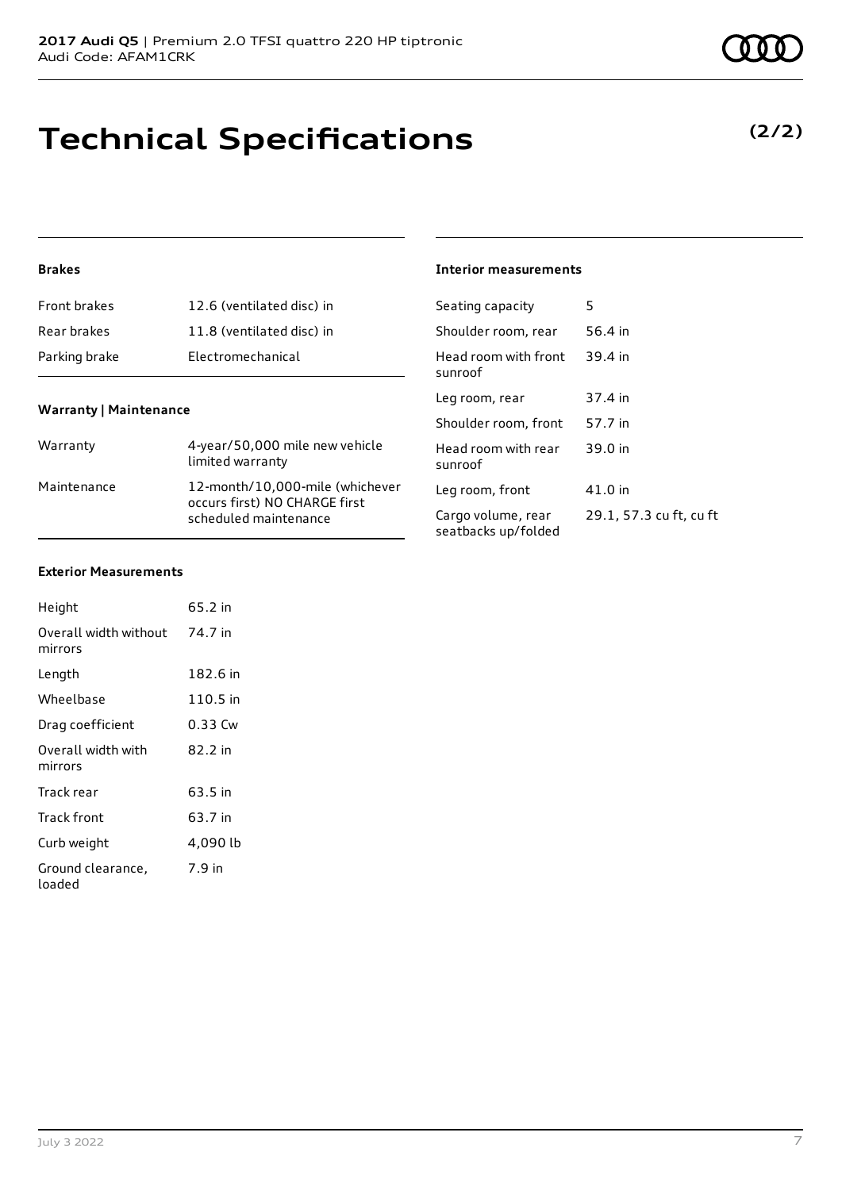# Technical Specifications

**(2/2)**

### Brakes

| | |
|---|---|
| Front brakes | 12.6 (ventilated disc) in |
| Rear brakes | 11.8 (ventilated disc) in |
| Parking brake | Electromechanical |

### Warranty | Maintenance

| | |
|---|---|
| Warranty | 4-year/50,000 mile new vehicle limited warranty |
| Maintenance | 12-month/10,000-mile (whichever occurs first) NO CHARGE first scheduled maintenance |

### Exterior Measurements

| | |
|---|---|
| Height | 65.2 in |
| Overall width without mirrors | 74.7 in |
| Length | 182.6 in |
| Wheelbase | 110.5 in |
| Drag coefficient | 0.33 Cw |
| Overall width with mirrors | 82.2 in |
| Track rear | 63.5 in |
| Track front | 63.7 in |
| Curb weight | 4,090 lb |
| Ground clearance, loaded | 7.9 in |

### Interior measurements

| | |
|---|---|
| Seating capacity | 5 |
| Shoulder room, rear | 56.4 in |
| Head room with front sunroof | 39.4 in |
| Leg room, rear | 37.4 in |
| Shoulder room, front | 57.7 in |
| Head room with rear sunroof | 39.0 in |
| Leg room, front | 41.0 in |
| Cargo volume, rear seatbacks up/folded | 29.1, 57.3 cu ft, cu ft |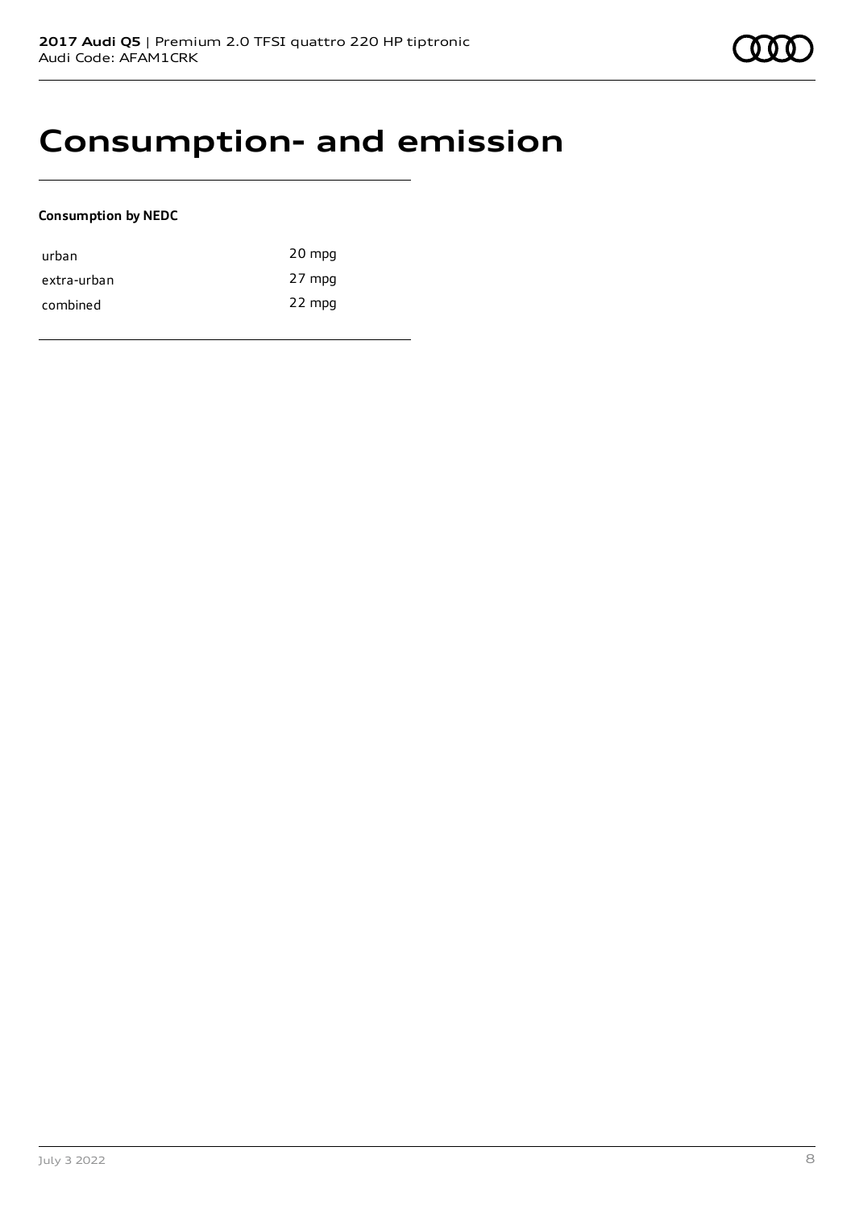# Consumption- and emission

**Consumption by NEDC**

| | |
|---|---|
| urban | 20 mpg |
| extra-urban | 27 mpg |
| combined | 22 mpg |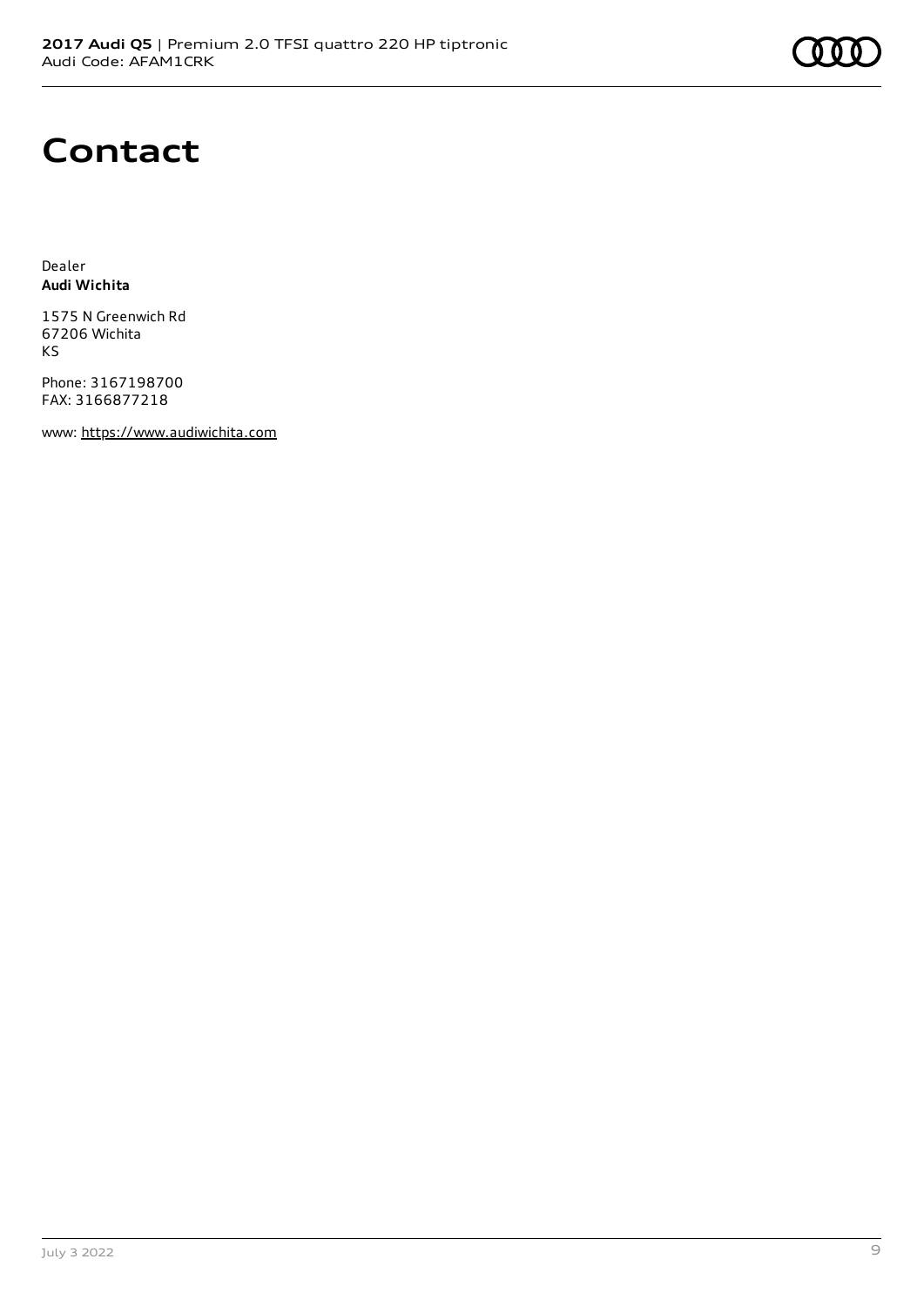# Contact

Dealer
**Audi Wichita**

1575 N Greenwich Rd
67206 Wichita
KS

Phone: 3167198700
FAX: 3166877218

www: https://www.audiwichita.com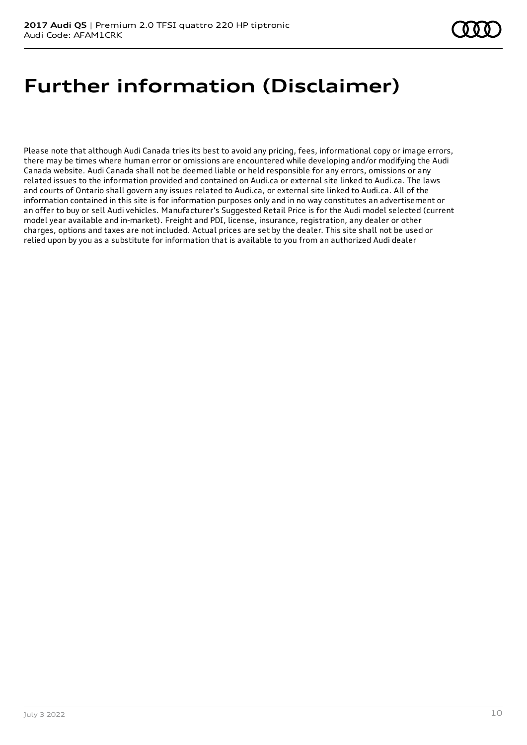# Further information (Disclaimer)

Please note that although Audi Canada tries its best to avoid any pricing, fees, informational copy or image errors, there may be times where human error or omissions are encountered while developing and/or modifying the Audi Canada website. Audi Canada shall not be deemed liable or held responsible for any errors, omissions or any related issues to the information provided and contained on Audi.ca or external site linked to Audi.ca. The laws and courts of Ontario shall govern any issues related to Audi.ca, or external site linked to Audi.ca. All of the information contained in this site is for information purposes only and in no way constitutes an advertisement or an offer to buy or sell Audi vehicles. Manufacturer's Suggested Retail Price is for the Audi model selected (current model year available and in-market). Freight and PDI, license, insurance, registration, any dealer or other charges, options and taxes are not included. Actual prices are set by the dealer. This site shall not be used or relied upon by you as a substitute for information that is available to you from an authorized Audi dealer